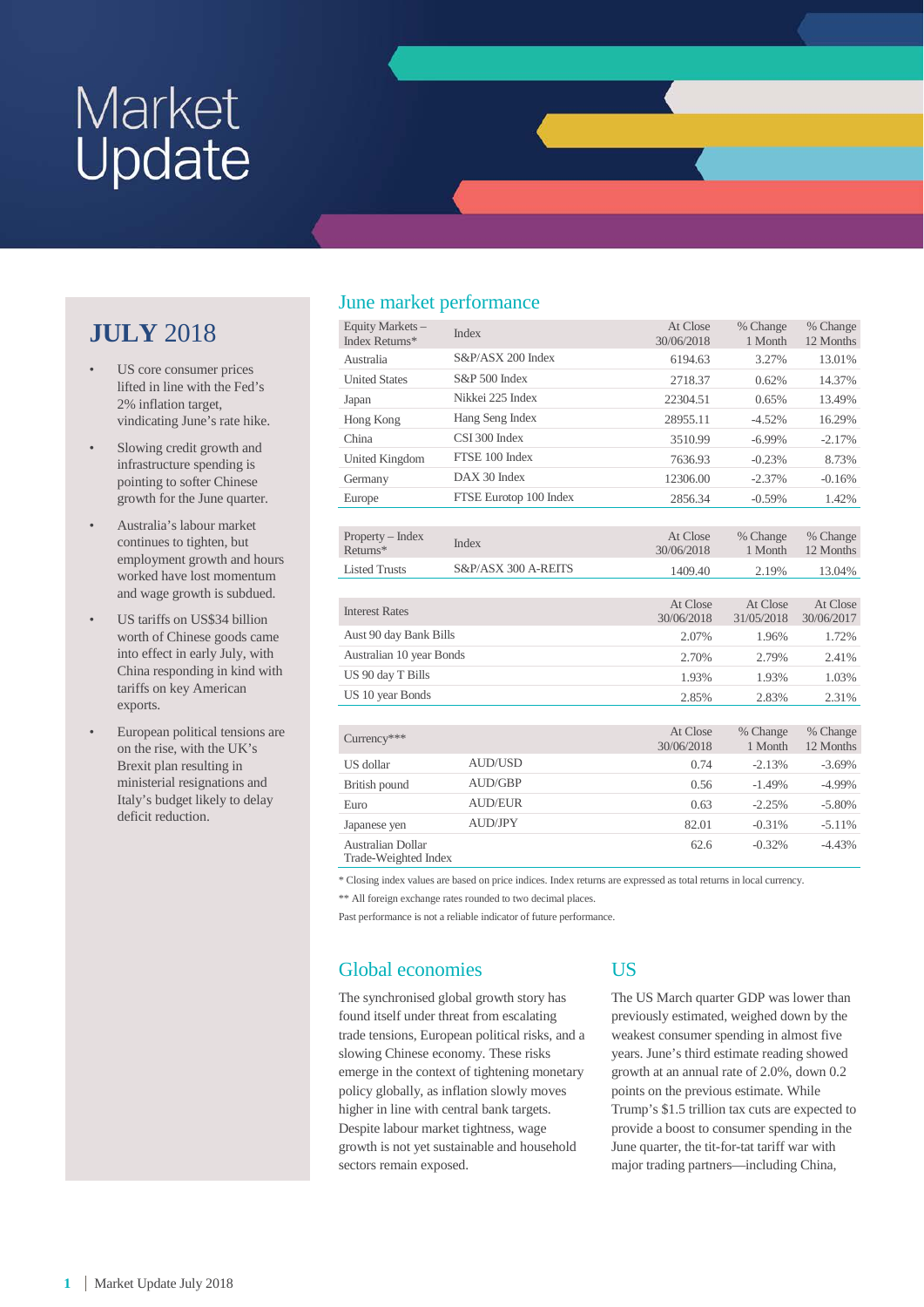# Market Update

## JULY 2018

- US core consumer prices lifted in line with the Fed's 2% inflation target, vindicating June's rate hike.
- Slowing credit growth and infrastructure spending is pointing to softer Chinese growth for the June quarter.
- Australia's labour market continues to tighten, but employment growth and hours worked have lost momentum and wage growth is subdued.
- US tariffs on US$34 billion worth of Chinese goods came into effect in early July, with China responding in kind with tariffs on key American exports.
- European political tensions are on the rise, with the UK's Brexit plan resulting in ministerial resignations and Italy's budget likely to delay deficit reduction.

## June market performance

| Equity Markets – Index Returns* | Index | At Close 30/06/2018 | % Change 1 Month | % Change 12 Months |
|---|---|---|---|---|
| Australia | S&P/ASX 200 Index | 6194.63 | 3.27% | 13.01% |
| United States | S&P 500 Index | 2718.37 | 0.62% | 14.37% |
| Japan | Nikkei 225 Index | 22304.51 | 0.65% | 13.49% |
| Hong Kong | Hang Seng Index | 28955.11 | -4.52% | 16.29% |
| China | CSI 300 Index | 3510.99 | -6.99% | -2.17% |
| United Kingdom | FTSE 100 Index | 7636.93 | -0.23% | 8.73% |
| Germany | DAX 30 Index | 12306.00 | -2.37% | -0.16% |
| Europe | FTSE Eurotop 100 Index | 2856.34 | -0.59% | 1.42% |

| Property – Index Returns* | Index | At Close 30/06/2018 | % Change 1 Month | % Change 12 Months |
|---|---|---|---|---|
| Listed Trusts | S&P/ASX 300 A-REITS | 1409.40 | 2.19% | 13.04% |

| Interest Rates | At Close 30/06/2018 | At Close 31/05/2018 | At Close 30/06/2017 |
|---|---|---|---|
| Aust 90 day Bank Bills | 2.07% | 1.96% | 1.72% |
| Australian 10 year Bonds | 2.70% | 2.79% | 2.41% |
| US 90 day T Bills | 1.93% | 1.93% | 1.03% |
| US 10 year Bonds | 2.85% | 2.83% | 2.31% |

| Currency*** | | At Close 30/06/2018 | % Change 1 Month | % Change 12 Months |
|---|---|---|---|---|
| US dollar | AUD/USD | 0.74 | -2.13% | -3.69% |
| British pound | AUD/GBP | 0.56 | -1.49% | -4.99% |
| Euro | AUD/EUR | 0.63 | -2.25% | -5.80% |
| Japanese yen | AUD/JPY | 82.01 | -0.31% | -5.11% |
| Australian Dollar Trade-Weighted Index | | 62.6 | -0.32% | -4.43% |

\* Closing index values are based on price indices. Index returns are expressed as total returns in local currency.

\*\* All foreign exchange rates rounded to two decimal places.

Past performance is not a reliable indicator of future performance.

## Global economies

The synchronised global growth story has found itself under threat from escalating trade tensions, European political risks, and a slowing Chinese economy. These risks emerge in the context of tightening monetary policy globally, as inflation slowly moves higher in line with central bank targets. Despite labour market tightness, wage growth is not yet sustainable and household sectors remain exposed.

## US

The US March quarter GDP was lower than previously estimated, weighed down by the weakest consumer spending in almost five years. June's third estimate reading showed growth at an annual rate of 2.0%, down 0.2 points on the previous estimate. While Trump's $1.5 trillion tax cuts are expected to provide a boost to consumer spending in the June quarter, the tit-for-tat tariff war with major trading partners—including China,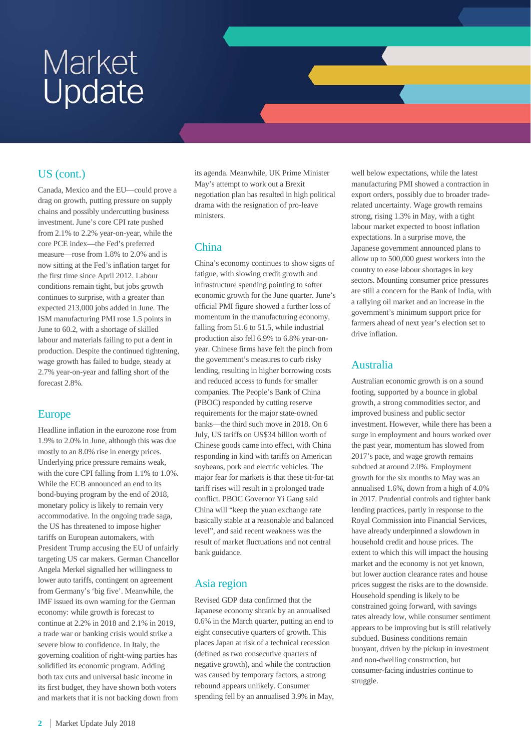# Market Update

## US (cont.)

Canada, Mexico and the EU—could prove a drag on growth, putting pressure on supply chains and possibly undercutting business investment. June's core CPI rate pushed from 2.1% to 2.2% year-on-year, while the core PCE index—the Fed's preferred measure—rose from 1.8% to 2.0% and is now sitting at the Fed's inflation target for the first time since April 2012. Labour conditions remain tight, but jobs growth continues to surprise, with a greater than expected 213,000 jobs added in June. The ISM manufacturing PMI rose 1.5 points in June to 60.2, with a shortage of skilled labour and materials failing to put a dent in production. Despite the continued tightening, wage growth has failed to budge, steady at 2.7% year-on-year and falling short of the forecast 2.8%.

## Europe

Headline inflation in the eurozone rose from 1.9% to 2.0% in June, although this was due mostly to an 8.0% rise in energy prices. Underlying price pressure remains weak, with the core CPI falling from 1.1% to 1.0%. While the ECB announced an end to its bond-buying program by the end of 2018, monetary policy is likely to remain very accommodative. In the ongoing trade saga, the US has threatened to impose higher tariffs on European automakers, with President Trump accusing the EU of unfairly targeting US car makers. German Chancellor Angela Merkel signalled her willingness to lower auto tariffs, contingent on agreement from Germany's 'big five'. Meanwhile, the IMF issued its own warning for the German economy: while growth is forecast to continue at 2.2% in 2018 and 2.1% in 2019, a trade war or banking crisis would strike a severe blow to confidence. In Italy, the governing coalition of right-wing parties has solidified its economic program. Adding both tax cuts and universal basic income in its first budget, they have shown both voters and markets that it is not backing down from its agenda. Meanwhile, UK Prime Minister May's attempt to work out a Brexit negotiation plan has resulted in high political drama with the resignation of pro-leave ministers.

## China

China's economy continues to show signs of fatigue, with slowing credit growth and infrastructure spending pointing to softer economic growth for the June quarter. June's official PMI figure showed a further loss of momentum in the manufacturing economy, falling from 51.6 to 51.5, while industrial production also fell 6.9% to 6.8% year-on-year. Chinese firms have felt the pinch from the government's measures to curb risky lending, resulting in higher borrowing costs and reduced access to funds for smaller companies. The People's Bank of China (PBOC) responded by cutting reserve requirements for the major state-owned banks—the third such move in 2018. On 6 July, US tariffs on US$34 billion worth of Chinese goods came into effect, with China responding in kind with tariffs on American soybeans, pork and electric vehicles. The major fear for markets is that these tit-for-tat tariff rises will result in a prolonged trade conflict. PBOC Governor Yi Gang said China will "keep the yuan exchange rate basically stable at a reasonable and balanced level", and said recent weakness was the result of market fluctuations and not central bank guidance.

## Asia region

Revised GDP data confirmed that the Japanese economy shrank by an annualised 0.6% in the March quarter, putting an end to eight consecutive quarters of growth. This places Japan at risk of a technical recession (defined as two consecutive quarters of negative growth), and while the contraction was caused by temporary factors, a strong rebound appears unlikely. Consumer spending fell by an annualised 3.9% in May, well below expectations, while the latest manufacturing PMI showed a contraction in export orders, possibly due to broader trade-related uncertainty. Wage growth remains strong, rising 1.3% in May, with a tight labour market expected to boost inflation expectations. In a surprise move, the Japanese government announced plans to allow up to 500,000 guest workers into the country to ease labour shortages in key sectors. Mounting consumer price pressures are still a concern for the Bank of India, with a rallying oil market and an increase in the government's minimum support price for farmers ahead of next year's election set to drive inflation.

## Australia

Australian economic growth is on a sound footing, supported by a bounce in global growth, a strong commodities sector, and improved business and public sector investment. However, while there has been a surge in employment and hours worked over the past year, momentum has slowed from 2017's pace, and wage growth remains subdued at around 2.0%. Employment growth for the six months to May was an annualised 1.6%, down from a high of 4.0% in 2017. Prudential controls and tighter bank lending practices, partly in response to the Royal Commission into Financial Services, have already underpinned a slowdown in household credit and house prices. The extent to which this will impact the housing market and the economy is not yet known, but lower auction clearance rates and house prices suggest the risks are to the downside. Household spending is likely to be constrained going forward, with savings rates already low, while consumer sentiment appears to be improving but is still relatively subdued. Business conditions remain buoyant, driven by the pickup in investment and non-dwelling construction, but consumer-facing industries continue to struggle.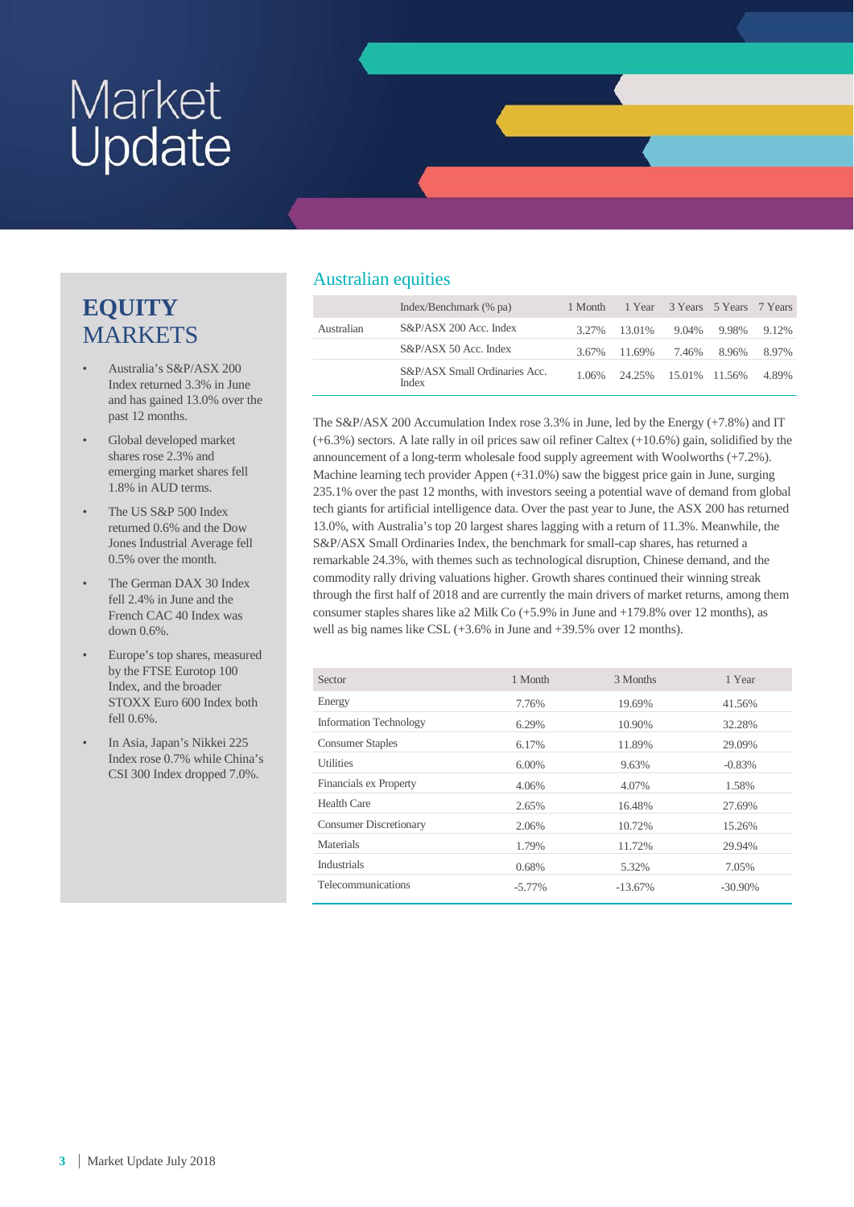# Market Update

## EQUITY MARKETS

- Australia's S&P/ASX 200 Index returned 3.3% in June and has gained 13.0% over the past 12 months.
- Global developed market shares rose 2.3% and emerging market shares fell 1.8% in AUD terms.
- The US S&P 500 Index returned 0.6% and the Dow Jones Industrial Average fell 0.5% over the month.
- The German DAX 30 Index fell 2.4% in June and the French CAC 40 Index was down 0.6%.
- Europe's top shares, measured by the FTSE Eurotop 100 Index, and the broader STOXX Euro 600 Index both fell 0.6%.
- In Asia, Japan's Nikkei 225 Index rose 0.7% while China's CSI 300 Index dropped 7.0%.

## Australian equities

| | Index/Benchmark (% pa) | 1 Month | 1 Year | 3 Years | 5 Years | 7 Years |
|---|---|---|---|---|---|---|
| Australian | S&P/ASX 200 Acc. Index | 3.27% | 13.01% | 9.04% | 9.98% | 9.12% |
| | S&P/ASX 50 Acc. Index | 3.67% | 11.69% | 7.46% | 8.96% | 8.97% |
| | S&P/ASX Small Ordinaries Acc. Index | 1.06% | 24.25% | 15.01% | 11.56% | 4.89% |

The S&P/ASX 200 Accumulation Index rose 3.3% in June, led by the Energy (+7.8%) and IT (+6.3%) sectors. A late rally in oil prices saw oil refiner Caltex (+10.6%) gain, solidified by the announcement of a long-term wholesale food supply agreement with Woolworths (+7.2%). Machine learning tech provider Appen (+31.0%) saw the biggest price gain in June, surging 235.1% over the past 12 months, with investors seeing a potential wave of demand from global tech giants for artificial intelligence data. Over the past year to June, the ASX 200 has returned 13.0%, with Australia's top 20 largest shares lagging with a return of 11.3%. Meanwhile, the S&P/ASX Small Ordinaries Index, the benchmark for small-cap shares, has returned a remarkable 24.3%, with themes such as technological disruption, Chinese demand, and the commodity rally driving valuations higher. Growth shares continued their winning streak through the first half of 2018 and are currently the main drivers of market returns, among them consumer staples shares like a2 Milk Co (+5.9% in June and +179.8% over 12 months), as well as big names like CSL (+3.6% in June and +39.5% over 12 months).

| Sector | 1 Month | 3 Months | 1 Year |
|---|---|---|---|
| Energy | 7.76% | 19.69% | 41.56% |
| Information Technology | 6.29% | 10.90% | 32.28% |
| Consumer Staples | 6.17% | 11.89% | 29.09% |
| Utilities | 6.00% | 9.63% | -0.83% |
| Financials ex Property | 4.06% | 4.07% | 1.58% |
| Health Care | 2.65% | 16.48% | 27.69% |
| Consumer Discretionary | 2.06% | 10.72% | 15.26% |
| Materials | 1.79% | 11.72% | 29.94% |
| Industrials | 0.68% | 5.32% | 7.05% |
| Telecommunications | -5.77% | -13.67% | -30.90% |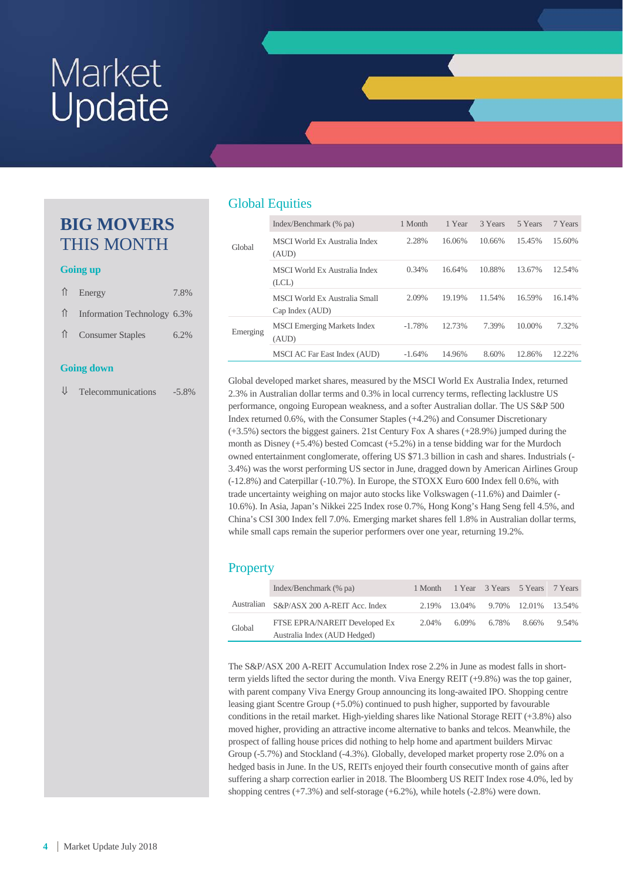# Market Update

## BIG MOVERS THIS MONTH

### Going up

| | | |
|---|---|---|
| ⇑ | Energy | 7.8% |
| ⇑ | Information Technology | 6.3% |
| ⇑ | Consumer Staples | 6.2% |

### Going down

| | | |
|---|---|---|
| ⇓ | Telecommunications | -5.8% |

## Global Equities

| | Index/Benchmark (% pa) | 1 Month | 1 Year | 3 Years | 5 Years | 7 Years |
|---|---|---|---|---|---|---|
| Global | MSCI World Ex Australia Index (AUD) | 2.28% | 16.06% | 10.66% | 15.45% | 15.60% |
| | MSCI World Ex Australia Index (LCL) | 0.34% | 16.64% | 10.88% | 13.67% | 12.54% |
| | MSCI World Ex Australia Small Cap Index (AUD) | 2.09% | 19.19% | 11.54% | 16.59% | 16.14% |
| Emerging | MSCI Emerging Markets Index (AUD) | -1.78% | 12.73% | 7.39% | 10.00% | 7.32% |
| | MSCI AC Far East Index (AUD) | -1.64% | 14.96% | 8.60% | 12.86% | 12.22% |

Global developed market shares, measured by the MSCI World Ex Australia Index, returned 2.3% in Australian dollar terms and 0.3% in local currency terms, reflecting lacklustre US performance, ongoing European weakness, and a softer Australian dollar. The US S&P 500 Index returned 0.6%, with the Consumer Staples (+4.2%) and Consumer Discretionary (+3.5%) sectors the biggest gainers. 21st Century Fox A shares (+28.9%) jumped during the month as Disney (+5.4%) bested Comcast (+5.2%) in a tense bidding war for the Murdoch owned entertainment conglomerate, offering US $71.3 billion in cash and shares. Industrials (-3.4%) was the worst performing US sector in June, dragged down by American Airlines Group (-12.8%) and Caterpillar (-10.7%). In Europe, the STOXX Euro 600 Index fell 0.6%, with trade uncertainty weighing on major auto stocks like Volkswagen (-11.6%) and Daimler (-10.6%). In Asia, Japan's Nikkei 225 Index rose 0.7%, Hong Kong's Hang Seng fell 4.5%, and China's CSI 300 Index fell 7.0%. Emerging market shares fell 1.8% in Australian dollar terms, while small caps remain the superior performers over one year, returning 19.2%.

## Property

| | Index/Benchmark (% pa) | 1 Month | 1 Year | 3 Years | 5 Years | 7 Years |
|---|---|---|---|---|---|---|
| Australian | S&P/ASX 200 A-REIT Acc. Index | 2.19% | 13.04% | 9.70% | 12.01% | 13.54% |
| Global | FTSE EPRA/NAREIT Developed Ex Australia Index (AUD Hedged) | 2.04% | 6.09% | 6.78% | 8.66% | 9.54% |

The S&P/ASX 200 A-REIT Accumulation Index rose 2.2% in June as modest falls in short-term yields lifted the sector during the month. Viva Energy REIT (+9.8%) was the top gainer, with parent company Viva Energy Group announcing its long-awaited IPO. Shopping centre leasing giant Scentre Group (+5.0%) continued to push higher, supported by favourable conditions in the retail market. High-yielding shares like National Storage REIT (+3.8%) also moved higher, providing an attractive income alternative to banks and telcos. Meanwhile, the prospect of falling house prices did nothing to help home and apartment builders Mirvac Group (-5.7%) and Stockland (-4.3%). Globally, developed market property rose 2.0% on a hedged basis in June. In the US, REITs enjoyed their fourth consecutive month of gains after suffering a sharp correction earlier in 2018. The Bloomberg US REIT Index rose 4.0%, led by shopping centres (+7.3%) and self-storage (+6.2%), while hotels (-2.8%) were down.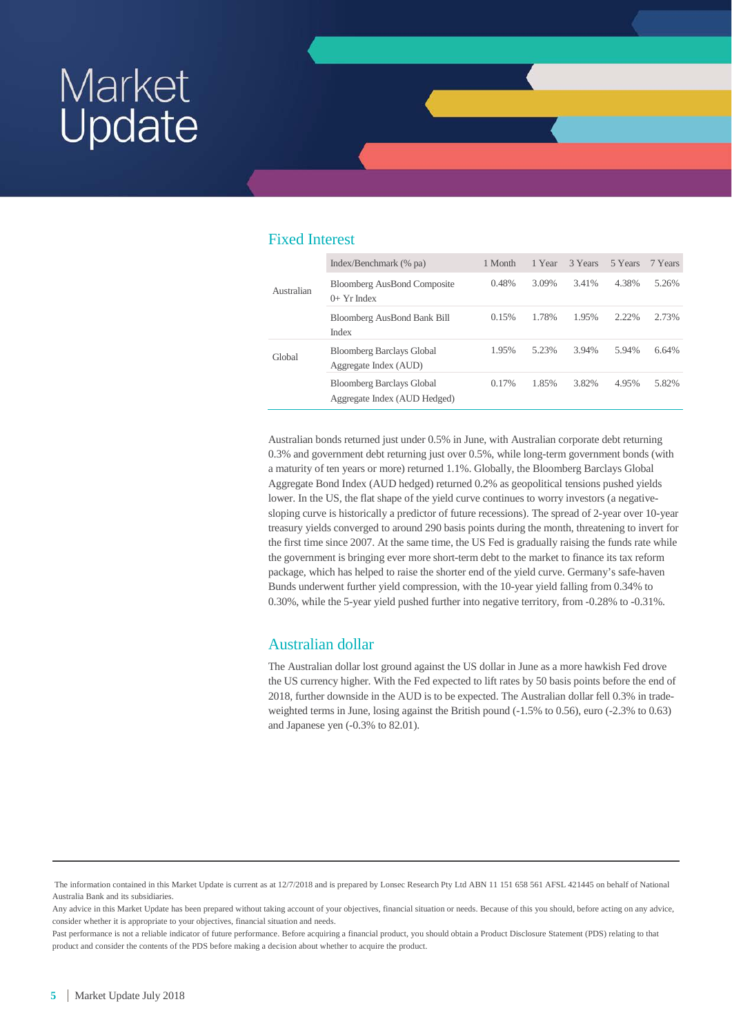# Market Update

## Fixed Interest

| | Index/Benchmark (% pa) | 1 Month | 1 Year | 3 Years | 5 Years | 7 Years |
|---|---|---|---|---|---|---|
| Australian | Bloomberg AusBond Composite 0+ Yr Index | 0.48% | 3.09% | 3.41% | 4.38% | 5.26% |
| | Bloomberg AusBond Bank Bill Index | 0.15% | 1.78% | 1.95% | 2.22% | 2.73% |
| Global | Bloomberg Barclays Global Aggregate Index (AUD) | 1.95% | 5.23% | 3.94% | 5.94% | 6.64% |
| | Bloomberg Barclays Global Aggregate Index (AUD Hedged) | 0.17% | 1.85% | 3.82% | 4.95% | 5.82% |

Australian bonds returned just under 0.5% in June, with Australian corporate debt returning 0.3% and government debt returning just over 0.5%, while long-term government bonds (with a maturity of ten years or more) returned 1.1%. Globally, the Bloomberg Barclays Global Aggregate Bond Index (AUD hedged) returned 0.2% as geopolitical tensions pushed yields lower. In the US, the flat shape of the yield curve continues to worry investors (a negative-sloping curve is historically a predictor of future recessions). The spread of 2-year over 10-year treasury yields converged to around 290 basis points during the month, threatening to invert for the first time since 2007. At the same time, the US Fed is gradually raising the funds rate while the government is bringing ever more short-term debt to the market to finance its tax reform package, which has helped to raise the shorter end of the yield curve. Germany's safe-haven Bunds underwent further yield compression, with the 10-year yield falling from 0.34% to 0.30%, while the 5-year yield pushed further into negative territory, from -0.28% to -0.31%.

## Australian dollar

The Australian dollar lost ground against the US dollar in June as a more hawkish Fed drove the US currency higher. With the Fed expected to lift rates by 50 basis points before the end of 2018, further downside in the AUD is to be expected. The Australian dollar fell 0.3% in trade-weighted terms in June, losing against the British pound (-1.5% to 0.56), euro (-2.3% to 0.63) and Japanese yen (-0.3% to 82.01).

---

The information contained in this Market Update is current as at 12/7/2018 and is prepared by Lonsec Research Pty Ltd ABN 11 151 658 561 AFSL 421445 on behalf of National Australia Bank and its subsidiaries.

Any advice in this Market Update has been prepared without taking account of your objectives, financial situation or needs. Because of this you should, before acting on any advice, consider whether it is appropriate to your objectives, financial situation and needs.

Past performance is not a reliable indicator of future performance. Before acquiring a financial product, you should obtain a Product Disclosure Statement (PDS) relating to that product and consider the contents of the PDS before making a decision about whether to acquire the product.